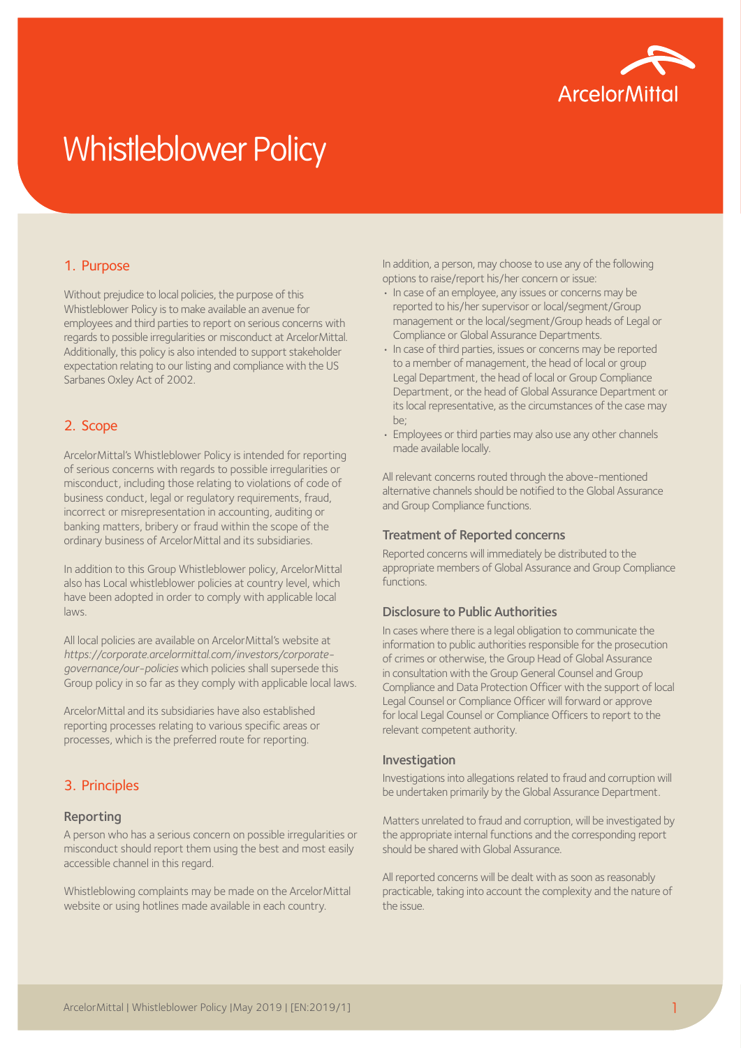# Whistleblower Policy

## 1. Purpose

Without prejudice to local policies, the purpose of this Whistleblower Policy is to make available an avenue for employees and third parties to report on serious concerns with regards to possible irregularities or misconduct at ArcelorMittal. Additionally, this policy is also intended to support stakeholder expectation relating to our listing and compliance with the US Sarbanes Oxley Act of 2002.

## 2. Scope

ArcelorMittal's Whistleblower Policy is intended for reporting of serious concerns with regards to possible irregularities or misconduct, including those relating to violations of code of business conduct, legal or regulatory requirements, fraud, incorrect or misrepresentation in accounting, auditing or banking matters, bribery or fraud within the scope of the ordinary business of ArcelorMittal and its subsidiaries.

In addition to this Group Whistleblower policy, ArcelorMittal also has Local whistleblower policies at country level, which have been adopted in order to comply with applicable local laws.

All local policies are available on ArcelorMittal's website at *https://corporate.arcelormittal.com/investors/corporate-governance/our-policies* which policies shall supersede this Group policy in so far as they comply with applicable local laws.

ArcelorMittal and its subsidiaries have also established reporting processes relating to various specific areas or processes, which is the preferred route for reporting.

## 3. Principles

### Reporting

A person who has a serious concern on possible irregularities or misconduct should report them using the best and most easily accessible channel in this regard.

Whistleblowing complaints may be made on the ArcelorMittal website or using hotlines made available in each country.

In addition, a person, may choose to use any of the following options to raise/report his/her concern or issue:

- In case of an employee, any issues or concerns may be reported to his/her supervisor or local/segment/Group management or the local/segment/Group heads of Legal or Compliance or Global Assurance Departments.
- In case of third parties, issues or concerns may be reported to a member of management, the head of local or group Legal Department, the head of local or Group Compliance Department, or the head of Global Assurance Department or its local representative, as the circumstances of the case may be;
- Employees or third parties may also use any other channels made available locally.

All relevant concerns routed through the above-mentioned alternative channels should be notified to the Global Assurance and Group Compliance functions.

### Treatment of Reported concerns

Reported concerns will immediately be distributed to the appropriate members of Global Assurance and Group Compliance functions.

### Disclosure to Public Authorities

In cases where there is a legal obligation to communicate the information to public authorities responsible for the prosecution of crimes or otherwise, the Group Head of Global Assurance in consultation with the Group General Counsel and Group Compliance and Data Protection Officer with the support of local Legal Counsel or Compliance Officer will forward or approve for local Legal Counsel or Compliance Officers to report to the relevant competent authority.

### Investigation

Investigations into allegations related to fraud and corruption will be undertaken primarily by the Global Assurance Department.

Matters unrelated to fraud and corruption, will be investigated by the appropriate internal functions and the corresponding report should be shared with Global Assurance.

All reported concerns will be dealt with as soon as reasonably practicable, taking into account the complexity and the nature of the issue.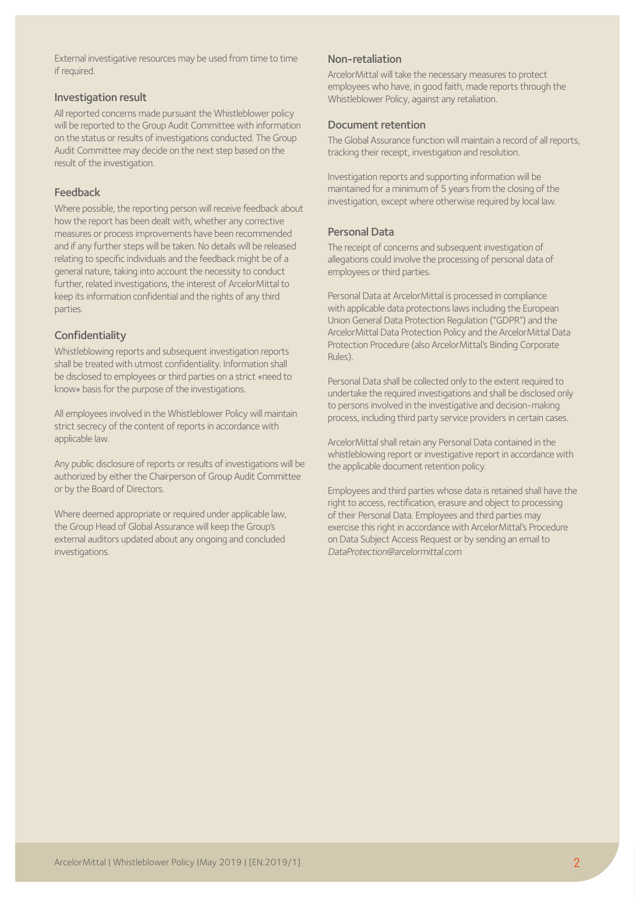External investigative resources may be used from time to time if required.

### Investigation result

All reported concerns made pursuant the Whistleblower policy will be reported to the Group Audit Committee with information on the status or results of investigations conducted. The Group Audit Committee may decide on the next step based on the result of the investigation.

### Feedback

Where possible, the reporting person will receive feedback about how the report has been dealt with, whether any corrective measures or process improvements have been recommended and if any further steps will be taken. No details will be released relating to specific individuals and the feedback might be of a general nature, taking into account the necessity to conduct further, related investigations, the interest of ArcelorMittal to keep its information confidential and the rights of any third parties.

### Confidentiality

Whistleblowing reports and subsequent investigation reports shall be treated with utmost confidentiality. Information shall be disclosed to employees or third parties on a strict «need to know» basis for the purpose of the investigations.

All employees involved in the Whistleblower Policy will maintain strict secrecy of the content of reports in accordance with applicable law.

Any public disclosure of reports or results of investigations will be authorized by either the Chairperson of Group Audit Committee or by the Board of Directors.

Where deemed appropriate or required under applicable law, the Group Head of Global Assurance will keep the Group's external auditors updated about any ongoing and concluded investigations.

### Non-retaliation

ArcelorMittal will take the necessary measures to protect employees who have, in good faith, made reports through the Whistleblower Policy, against any retaliation.

### Document retention

The Global Assurance function will maintain a record of all reports, tracking their receipt, investigation and resolution.

Investigation reports and supporting information will be maintained for a minimum of 5 years from the closing of the investigation, except where otherwise required by local law.

### Personal Data

The receipt of concerns and subsequent investigation of allegations could involve the processing of personal data of employees or third parties.

Personal Data at ArcelorMittal is processed in compliance with applicable data protections laws including the European Union General Data Protection Regulation ("GDPR") and the ArcelorMittal Data Protection Policy and the ArcelorMittal Data Protection Procedure (also ArcelorMittal's Binding Corporate Rules).

Personal Data shall be collected only to the extent required to undertake the required investigations and shall be disclosed only to persons involved in the investigative and decision-making process, including third party service providers in certain cases.

ArcelorMittal shall retain any Personal Data contained in the whistleblowing report or investigative report in accordance with the applicable document retention policy.

Employees and third parties whose data is retained shall have the right to access, rectification, erasure and object to processing of their Personal Data. Employees and third parties may exercise this right in accordance with ArcelorMittal's Procedure on Data Subject Access Request or by sending an email to *DataProtection@arcelormittal.com*